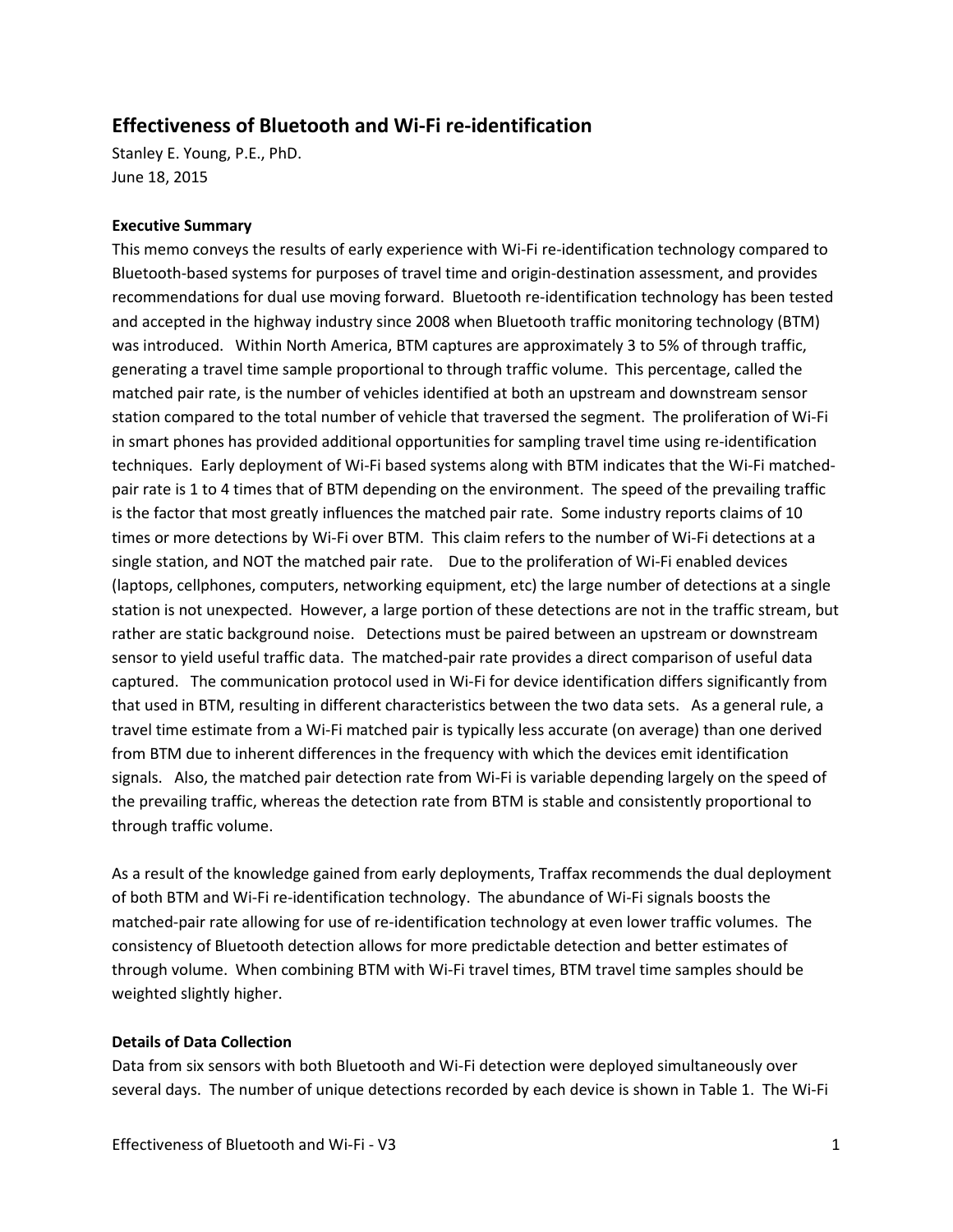## Effectiveness of Bluetooth and Wi-Fi re-identification

Stanley E. Young, P.E., PhD.
June 18, 2015

### Executive Summary

This memo conveys the results of early experience with Wi-Fi re-identification technology compared to Bluetooth-based systems for purposes of travel time and origin-destination assessment, and provides recommendations for dual use moving forward. Bluetooth re-identification technology has been tested and accepted in the highway industry since 2008 when Bluetooth traffic monitoring technology (BTM) was introduced. Within North America, BTM captures are approximately 3 to 5% of through traffic, generating a travel time sample proportional to through traffic volume. This percentage, called the matched pair rate, is the number of vehicles identified at both an upstream and downstream sensor station compared to the total number of vehicle that traversed the segment. The proliferation of Wi-Fi in smart phones has provided additional opportunities for sampling travel time using re-identification techniques. Early deployment of Wi-Fi based systems along with BTM indicates that the Wi-Fi matched-pair rate is 1 to 4 times that of BTM depending on the environment. The speed of the prevailing traffic is the factor that most greatly influences the matched pair rate. Some industry reports claims of 10 times or more detections by Wi-Fi over BTM. This claim refers to the number of Wi-Fi detections at a single station, and NOT the matched pair rate. Due to the proliferation of Wi-Fi enabled devices (laptops, cellphones, computers, networking equipment, etc) the large number of detections at a single station is not unexpected. However, a large portion of these detections are not in the traffic stream, but rather are static background noise. Detections must be paired between an upstream or downstream sensor to yield useful traffic data. The matched-pair rate provides a direct comparison of useful data captured. The communication protocol used in Wi-Fi for device identification differs significantly from that used in BTM, resulting in different characteristics between the two data sets. As a general rule, a travel time estimate from a Wi-Fi matched pair is typically less accurate (on average) than one derived from BTM due to inherent differences in the frequency with which the devices emit identification signals. Also, the matched pair detection rate from Wi-Fi is variable depending largely on the speed of the prevailing traffic, whereas the detection rate from BTM is stable and consistently proportional to through traffic volume.

As a result of the knowledge gained from early deployments, Traffax recommends the dual deployment of both BTM and Wi-Fi re-identification technology. The abundance of Wi-Fi signals boosts the matched-pair rate allowing for use of re-identification technology at even lower traffic volumes. The consistency of Bluetooth detection allows for more predictable detection and better estimates of through volume. When combining BTM with Wi-Fi travel times, BTM travel time samples should be weighted slightly higher.

### Details of Data Collection

Data from six sensors with both Bluetooth and Wi-Fi detection were deployed simultaneously over several days. The number of unique detections recorded by each device is shown in Table 1. The Wi-Fi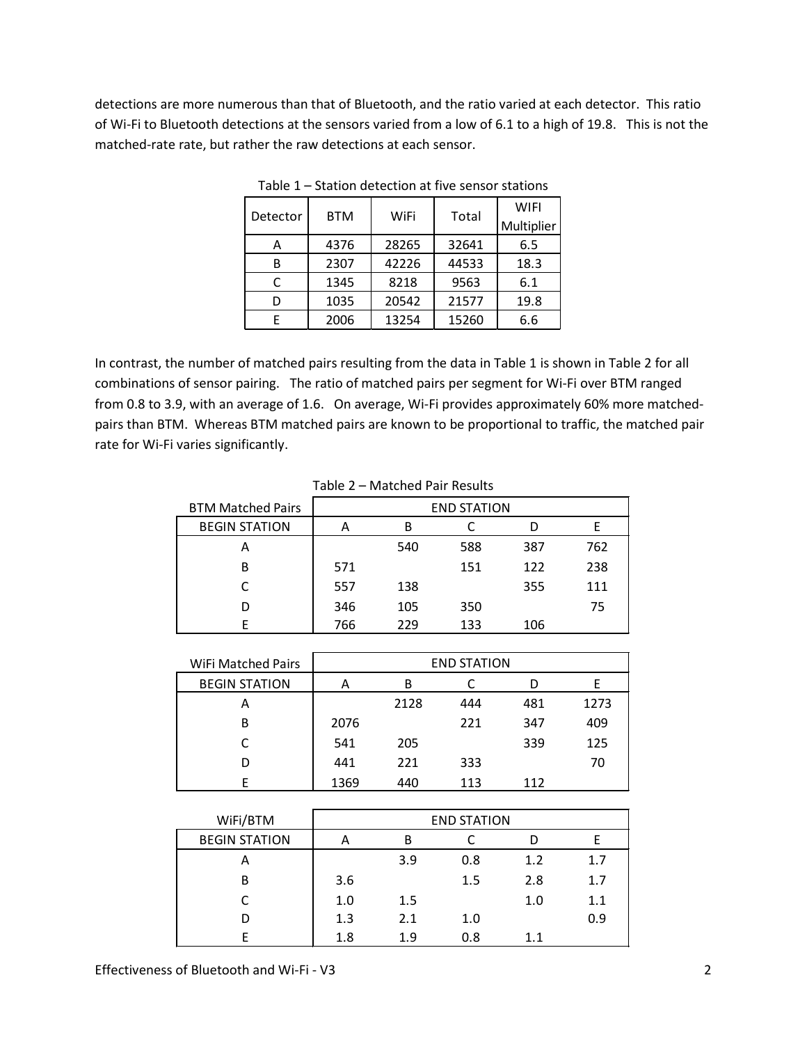detections are more numerous than that of Bluetooth, and the ratio varied at each detector. This ratio of Wi-Fi to Bluetooth detections at the sensors varied from a low of 6.1 to a high of 19.8. This is not the matched-rate rate, but rather the raw detections at each sensor.

Table 1 – Station detection at five sensor stations

| Detector | BTM | WiFi | Total | WIFI Multiplier |
|---|---|---|---|---|
| A | 4376 | 28265 | 32641 | 6.5 |
| B | 2307 | 42226 | 44533 | 18.3 |
| C | 1345 | 8218 | 9563 | 6.1 |
| D | 1035 | 20542 | 21577 | 19.8 |
| E | 2006 | 13254 | 15260 | 6.6 |

In contrast, the number of matched pairs resulting from the data in Table 1 is shown in Table 2 for all combinations of sensor pairing. The ratio of matched pairs per segment for Wi-Fi over BTM ranged from 0.8 to 3.9, with an average of 1.6. On average, Wi-Fi provides approximately 60% more matched-pairs than BTM. Whereas BTM matched pairs are known to be proportional to traffic, the matched pair rate for Wi-Fi varies significantly.

Table 2 – Matched Pair Results

| BTM Matched Pairs | END STATION | | | | |
|---|---|---|---|---|---|
| BEGIN STATION | A | B | C | D | E |
| A | | 540 | 588 | 387 | 762 |
| B | 571 | | 151 | 122 | 238 |
| C | 557 | 138 | | 355 | 111 |
| D | 346 | 105 | 350 | | 75 |
| E | 766 | 229 | 133 | 106 | |

| WiFi Matched Pairs | END STATION | | | | |
|---|---|---|---|---|---|
| BEGIN STATION | A | B | C | D | E |
| A | | 2128 | 444 | 481 | 1273 |
| B | 2076 | | 221 | 347 | 409 |
| C | 541 | 205 | | 339 | 125 |
| D | 441 | 221 | 333 | | 70 |
| E | 1369 | 440 | 113 | 112 | |

| WiFi/BTM | END STATION | | | | |
|---|---|---|---|---|---|
| BEGIN STATION | A | B | C | D | E |
| A | | 3.9 | 0.8 | 1.2 | 1.7 |
| B | 3.6 | | 1.5 | 2.8 | 1.7 |
| C | 1.0 | 1.5 | | 1.0 | 1.1 |
| D | 1.3 | 2.1 | 1.0 | | 0.9 |
| E | 1.8 | 1.9 | 0.8 | 1.1 | |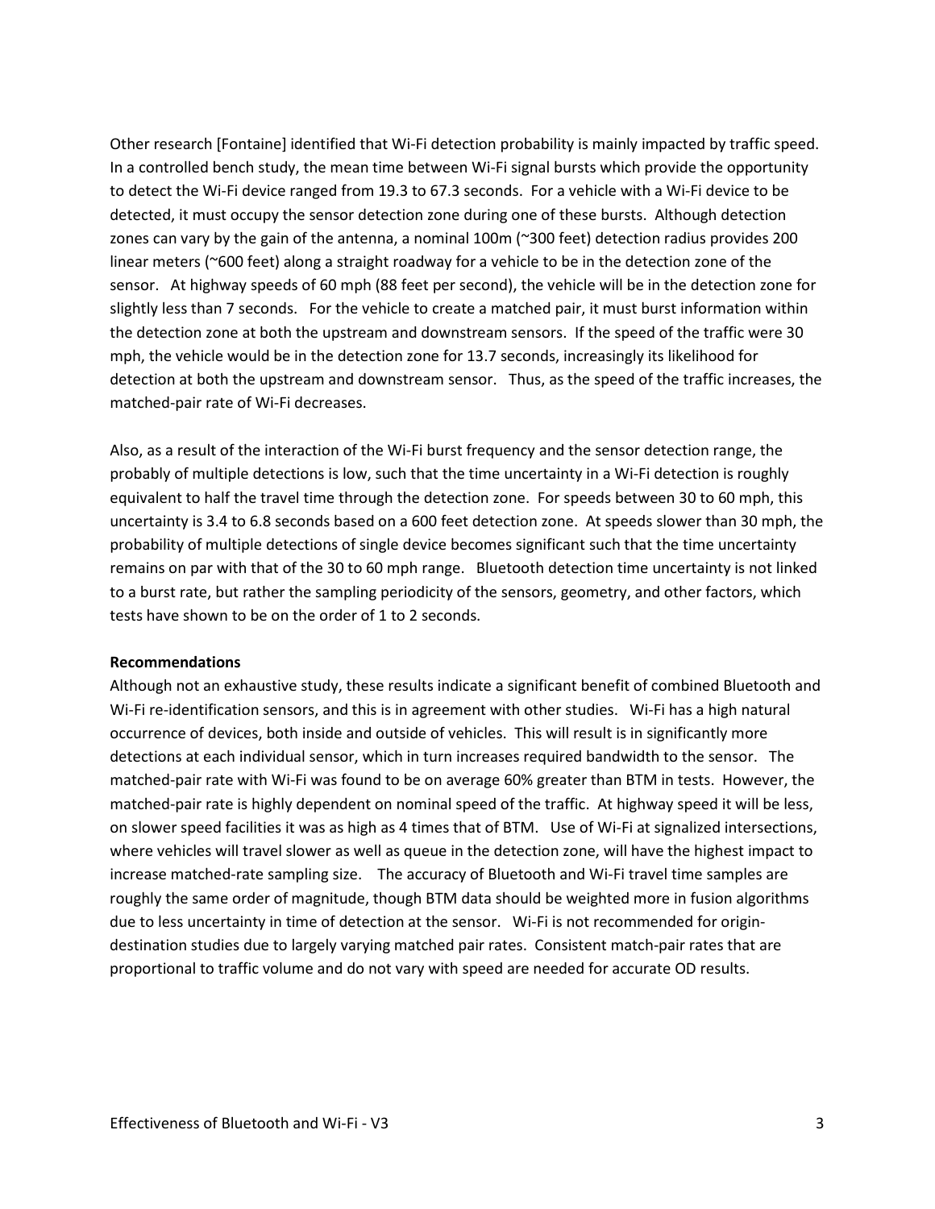Other research [Fontaine] identified that Wi-Fi detection probability is mainly impacted by traffic speed. In a controlled bench study, the mean time between Wi-Fi signal bursts which provide the opportunity to detect the Wi-Fi device ranged from 19.3 to 67.3 seconds. For a vehicle with a Wi-Fi device to be detected, it must occupy the sensor detection zone during one of these bursts. Although detection zones can vary by the gain of the antenna, a nominal 100m (~300 feet) detection radius provides 200 linear meters (~600 feet) along a straight roadway for a vehicle to be in the detection zone of the sensor. At highway speeds of 60 mph (88 feet per second), the vehicle will be in the detection zone for slightly less than 7 seconds. For the vehicle to create a matched pair, it must burst information within the detection zone at both the upstream and downstream sensors. If the speed of the traffic were 30 mph, the vehicle would be in the detection zone for 13.7 seconds, increasingly its likelihood for detection at both the upstream and downstream sensor. Thus, as the speed of the traffic increases, the matched-pair rate of Wi-Fi decreases.

Also, as a result of the interaction of the Wi-Fi burst frequency and the sensor detection range, the probably of multiple detections is low, such that the time uncertainty in a Wi-Fi detection is roughly equivalent to half the travel time through the detection zone. For speeds between 30 to 60 mph, this uncertainty is 3.4 to 6.8 seconds based on a 600 feet detection zone. At speeds slower than 30 mph, the probability of multiple detections of single device becomes significant such that the time uncertainty remains on par with that of the 30 to 60 mph range. Bluetooth detection time uncertainty is not linked to a burst rate, but rather the sampling periodicity of the sensors, geometry, and other factors, which tests have shown to be on the order of 1 to 2 seconds.

**Recommendations**

Although not an exhaustive study, these results indicate a significant benefit of combined Bluetooth and Wi-Fi re-identification sensors, and this is in agreement with other studies. Wi-Fi has a high natural occurrence of devices, both inside and outside of vehicles. This will result is in significantly more detections at each individual sensor, which in turn increases required bandwidth to the sensor. The matched-pair rate with Wi-Fi was found to be on average 60% greater than BTM in tests. However, the matched-pair rate is highly dependent on nominal speed of the traffic. At highway speed it will be less, on slower speed facilities it was as high as 4 times that of BTM. Use of Wi-Fi at signalized intersections, where vehicles will travel slower as well as queue in the detection zone, will have the highest impact to increase matched-rate sampling size. The accuracy of Bluetooth and Wi-Fi travel time samples are roughly the same order of magnitude, though BTM data should be weighted more in fusion algorithms due to less uncertainty in time of detection at the sensor. Wi-Fi is not recommended for origin-destination studies due to largely varying matched pair rates. Consistent match-pair rates that are proportional to traffic volume and do not vary with speed are needed for accurate OD results.